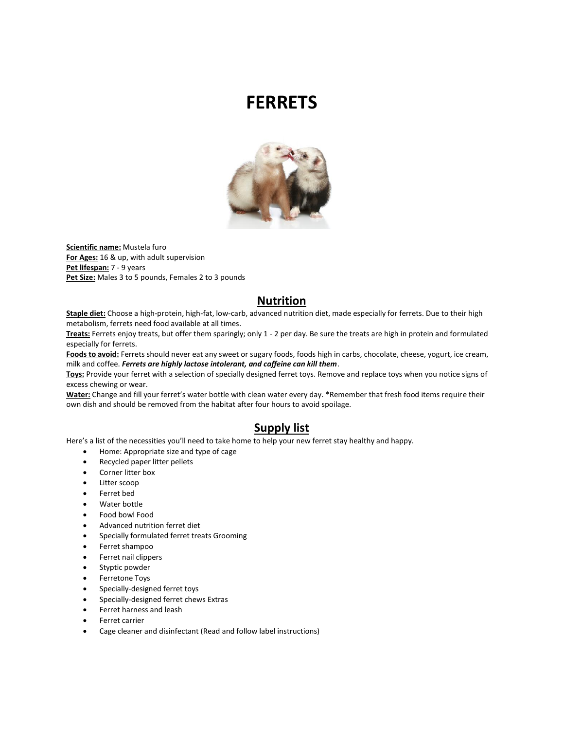# FERRETS

**Scientific name:** Mustela furo
**For Ages:** 16 & up, with adult supervision
**Pet lifespan:** 7 - 9 years
**Pet Size:** Males 3 to 5 pounds, Females 2 to 3 pounds

## Nutrition

**Staple diet:** Choose a high-protein, high-fat, low-carb, advanced nutrition diet, made especially for ferrets. Due to their high metabolism, ferrets need food available at all times.
**Treats:** Ferrets enjoy treats, but offer them sparingly; only 1 - 2 per day. Be sure the treats are high in protein and formulated especially for ferrets.
**Foods to avoid:** Ferrets should never eat any sweet or sugary foods, foods high in carbs, chocolate, cheese, yogurt, ice cream, milk and coffee. ***Ferrets are highly lactose intolerant, and caffeine can kill them***.
**Toys:** Provide your ferret with a selection of specially designed ferret toys. Remove and replace toys when you notice signs of excess chewing or wear.
**Water:** Change and fill your ferret's water bottle with clean water every day. *Remember that fresh food items require their own dish and should be removed from the habitat after four hours to avoid spoilage.

## Supply list

Here's a list of the necessities you'll need to take home to help your new ferret stay healthy and happy.

- Home: Appropriate size and type of cage
- Recycled paper litter pellets
- Corner litter box
- Litter scoop
- Ferret bed
- Water bottle
- Food bowl Food
- Advanced nutrition ferret diet
- Specially formulated ferret treats Grooming
- Ferret shampoo
- Ferret nail clippers
- Styptic powder
- Ferretone Toys
- Specially-designed ferret toys
- Specially-designed ferret chews Extras
- Ferret harness and leash
- Ferret carrier
- Cage cleaner and disinfectant (Read and follow label instructions)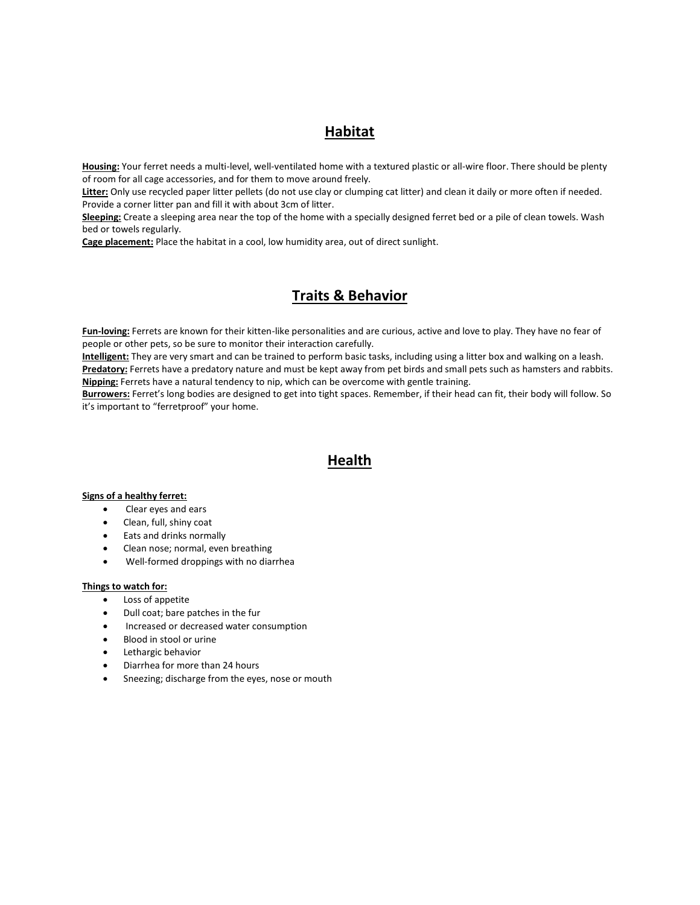## Habitat

**Housing:** Your ferret needs a multi-level, well-ventilated home with a textured plastic or all-wire floor. There should be plenty of room for all cage accessories, and for them to move around freely.
**Litter:** Only use recycled paper litter pellets (do not use clay or clumping cat litter) and clean it daily or more often if needed. Provide a corner litter pan and fill it with about 3cm of litter.
**Sleeping:** Create a sleeping area near the top of the home with a specially designed ferret bed or a pile of clean towels. Wash bed or towels regularly.
**Cage placement:** Place the habitat in a cool, low humidity area, out of direct sunlight.

## Traits & Behavior

**Fun-loving:** Ferrets are known for their kitten-like personalities and are curious, active and love to play. They have no fear of people or other pets, so be sure to monitor their interaction carefully.
**Intelligent:** They are very smart and can be trained to perform basic tasks, including using a litter box and walking on a leash.
**Predatory:** Ferrets have a predatory nature and must be kept away from pet birds and small pets such as hamsters and rabbits.
**Nipping:** Ferrets have a natural tendency to nip, which can be overcome with gentle training.
**Burrowers:** Ferret's long bodies are designed to get into tight spaces. Remember, if their head can fit, their body will follow. So it's important to "ferretproof" your home.

## Health

**Signs of a healthy ferret:**

- Clear eyes and ears
- Clean, full, shiny coat
- Eats and drinks normally
- Clean nose; normal, even breathing
- Well-formed droppings with no diarrhea

**Things to watch for:**

- Loss of appetite
- Dull coat; bare patches in the fur
- Increased or decreased water consumption
- Blood in stool or urine
- Lethargic behavior
- Diarrhea for more than 24 hours
- Sneezing; discharge from the eyes, nose or mouth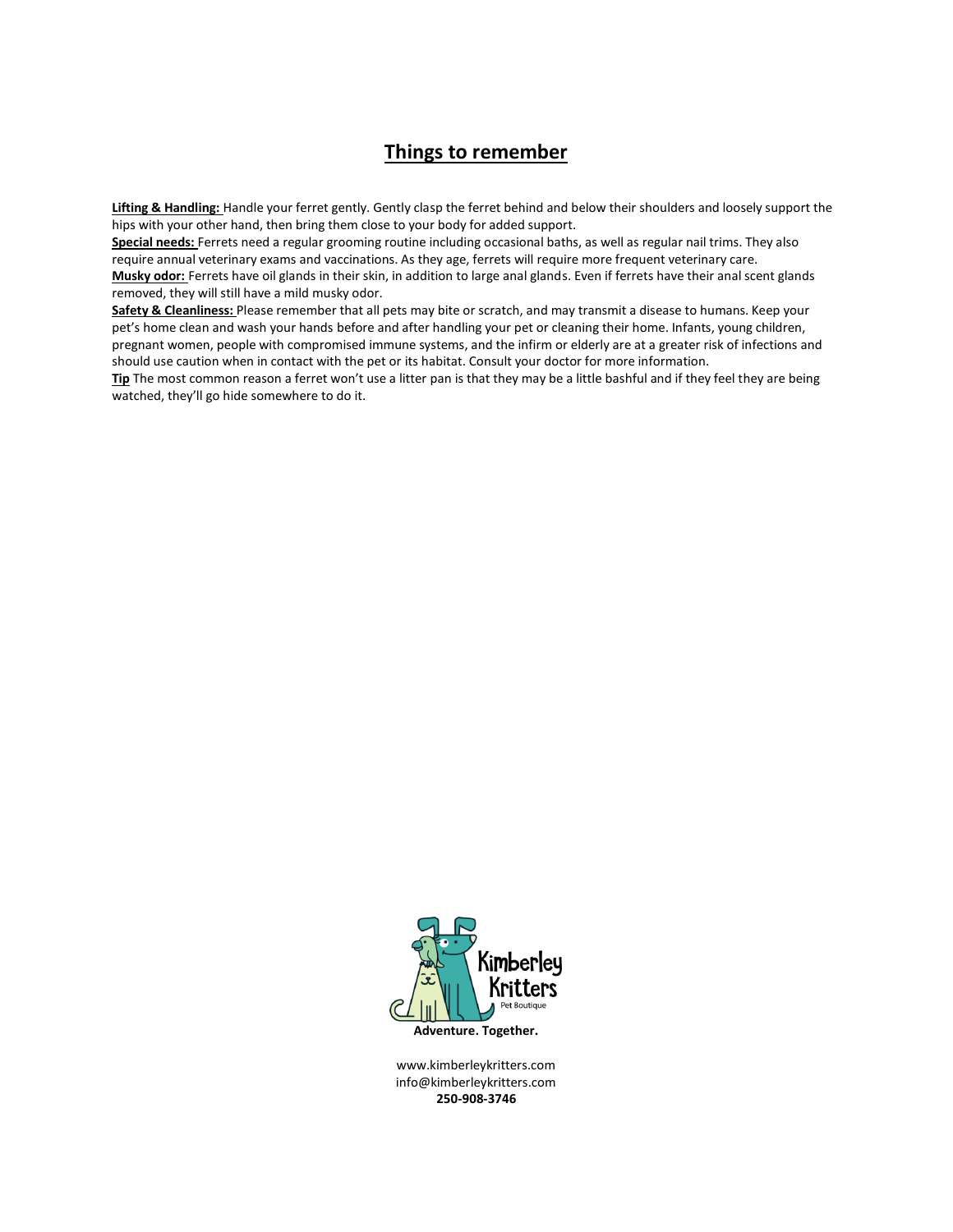## Things to remember

**Lifting & Handling:** Handle your ferret gently. Gently clasp the ferret behind and below their shoulders and loosely support the hips with your other hand, then bring them close to your body for added support.
**Special needs:** Ferrets need a regular grooming routine including occasional baths, as well as regular nail trims. They also require annual veterinary exams and vaccinations. As they age, ferrets will require more frequent veterinary care.
**Musky odor:** Ferrets have oil glands in their skin, in addition to large anal glands. Even if ferrets have their anal scent glands removed, they will still have a mild musky odor.
**Safety & Cleanliness:** Please remember that all pets may bite or scratch, and may transmit a disease to humans. Keep your pet's home clean and wash your hands before and after handling your pet or cleaning their home. Infants, young children, pregnant women, people with compromised immune systems, and the infirm or elderly are at a greater risk of infections and should use caution when in contact with the pet or its habitat. Consult your doctor for more information.
**Tip** The most common reason a ferret won't use a litter pan is that they may be a little bashful and if they feel they are being watched, they'll go hide somewhere to do it.

Kimberley Kritters
Pet Boutique

**Adventure. Together.**

www.kimberleykritters.com
info@kimberleykritters.com
**250-908-3746**